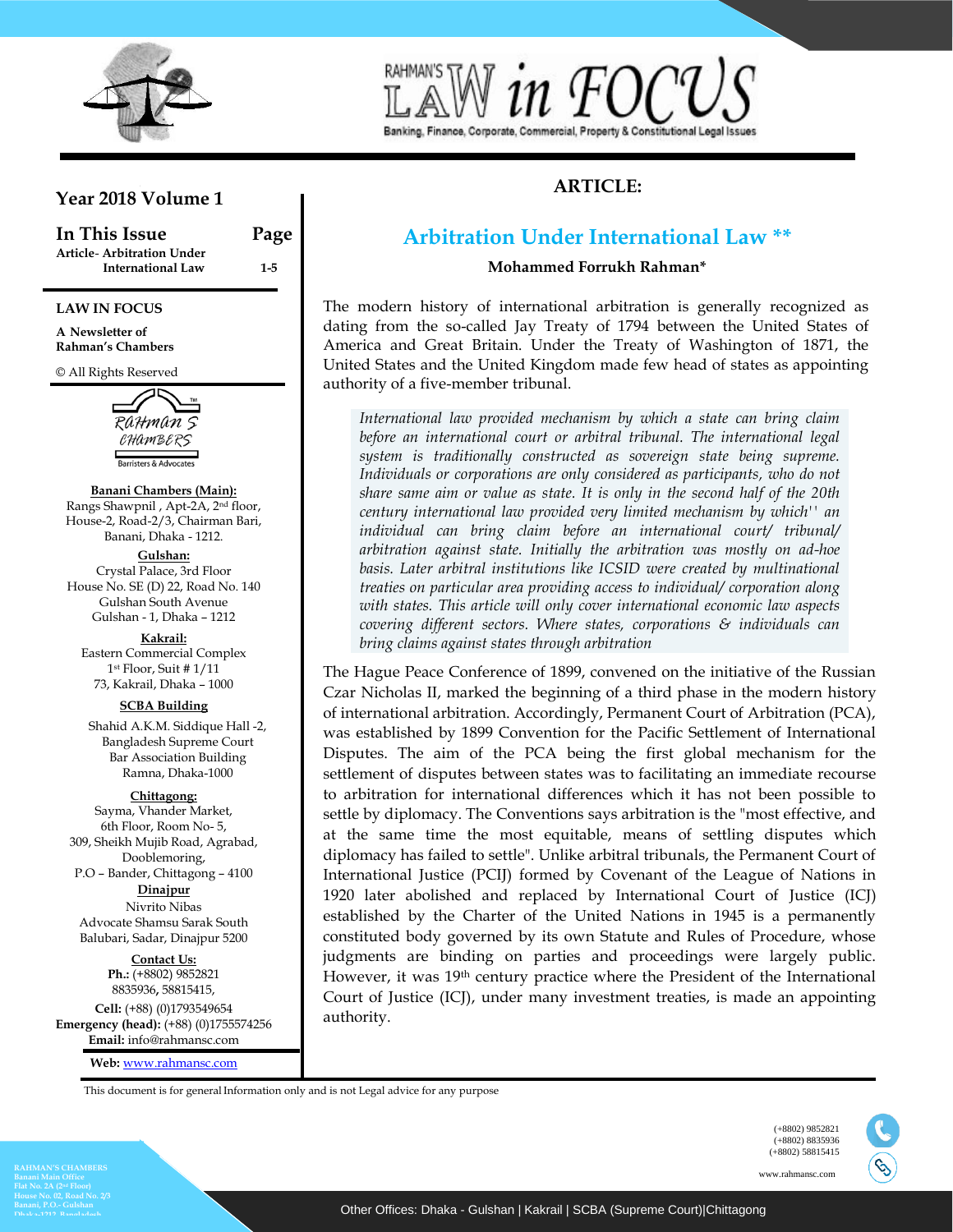# RAHMAN'S LAW in FOCUS

Banking, Finance, Corporate, Commercial, Property & Constitutional Legal Issues

**Year 2018 Volume 1**

| In This Issue | Page |
| --- | --- |
| Article- Arbitration Under International Law | 1-5 |

**LAW IN FOCUS**

**A Newsletter of Rahman's Chambers**

© All Rights Reserved

Rahman's Chambers
Barristers & Advocates

**Banani Chambers (Main):**
Rangs Shawpnil , Apt-2A, 2nd floor, House-2, Road-2/3, Chairman Bari, Banani, Dhaka - 1212.

**Gulshan:**
Crystal Palace, 3rd Floor
House No. SE (D) 22, Road No. 140
Gulshan South Avenue
Gulshan - 1, Dhaka – 1212

**Kakrail:**
Eastern Commercial Complex
1st Floor, Suit # 1/11
73, Kakrail, Dhaka – 1000

**SCBA Building**
Shahid A.K.M. Siddique Hall -2,
Bangladesh Supreme Court
Bar Association Building
Ramna, Dhaka-1000

**Chittagong:**
Sayma, Vhander Market,
6th Floor, Room No- 5,
309, Sheikh Mujib Road, Agrabad,
Dooblemoring,
P.O – Bander, Chittagong – 4100

**Dinajpur**
Nivrito Nibas
Advocate Shamsu Sarak South
Balubari, Sadar, Dinajpur 5200

**Contact Us:**
**Ph.:** (+8802) 9852821
8835936, 58815415,
**Cell:** (+88) (0)1793549654
**Emergency (head):** (+88) (0)1755574256
**Email:** info@rahmansc.com
**Web:** www.rahmansc.com

## ARTICLE:

## Arbitration Under International Law **

**Mohammed Forrukh Rahman***

The modern history of international arbitration is generally recognized as dating from the so-called Jay Treaty of 1794 between the United States of America and Great Britain. Under the Treaty of Washington of 1871, the United States and the United Kingdom made few head of states as appointing authority of a five-member tribunal.

> *International law provided mechanism by which a state can bring claim before an international court or arbitral tribunal. The international legal system is traditionally constructed as sovereign state being supreme. Individuals or corporations are only considered as participants, who do not share same aim or value as state. It is only in the second half of the 20th century international law provided very limited mechanism by which' ' an individual can bring claim before an international court/ tribunal/ arbitration against state. Initially the arbitration was mostly on ad-hoe basis. Later arbitral institutions like ICSID were created by multinational treaties on particular area providing access to individual/ corporation along with states. This article will only cover international economic law aspects covering different sectors. Where states, corporations & individuals can bring claims against states through arbitration*

The Hague Peace Conference of 1899, convened on the initiative of the Russian Czar Nicholas II, marked the beginning of a third phase in the modern history of international arbitration. Accordingly, Permanent Court of Arbitration (PCA), was established by 1899 Convention for the Pacific Settlement of International Disputes. The aim of the PCA being the first global mechanism for the settlement of disputes between states was to facilitating an immediate recourse to arbitration for international differences which it has not been possible to settle by diplomacy. The Conventions says arbitration is the "most effective, and at the same time the most equitable, means of settling disputes which diplomacy has failed to settle". Unlike arbitral tribunals, the Permanent Court of International Justice (PCIJ) formed by Covenant of the League of Nations in 1920 later abolished and replaced by International Court of Justice (ICJ) established by the Charter of the United Nations in 1945 is a permanently constituted body governed by its own Statute and Rules of Procedure, whose judgments are binding on parties and proceedings were largely public. However, it was 19th century practice where the President of the International Court of Justice (ICJ), under many investment treaties, is made an appointing authority.

This document is for general Information only and is not Legal advice for any purpose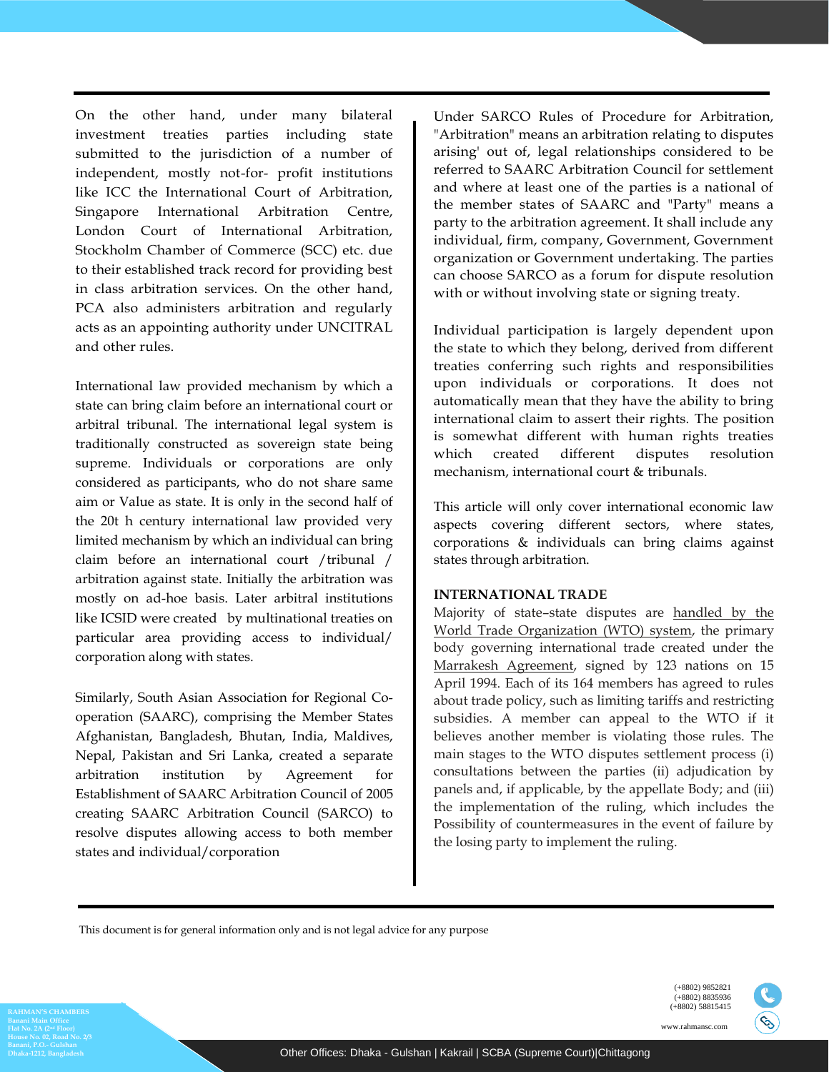On the other hand, under many bilateral investment treaties parties including state submitted to the jurisdiction of a number of independent, mostly not-for- profit institutions like ICC the International Court of Arbitration, Singapore International Arbitration Centre, London Court of International Arbitration, Stockholm Chamber of Commerce (SCC) etc. due to their established track record for providing best in class arbitration services. On the other hand, PCA also administers arbitration and regularly acts as an appointing authority under UNCITRAL and other rules.

International law provided mechanism by which a state can bring claim before an international court or arbitral tribunal. The international legal system is traditionally constructed as sovereign state being supreme. Individuals or corporations are only considered as participants, who do not share same aim or Value as state. It is only in the second half of the 20t h century international law provided very limited mechanism by which an individual can bring claim before an international court /tribunal / arbitration against state. Initially the arbitration was mostly on ad-hoe basis. Later arbitral institutions like ICSID were created by multinational treaties on particular area providing access to individual/ corporation along with states.

Similarly, South Asian Association for Regional Co-operation (SAARC), comprising the Member States Afghanistan, Bangladesh, Bhutan, India, Maldives, Nepal, Pakistan and Sri Lanka, created a separate arbitration institution by Agreement for Establishment of SAARC Arbitration Council of 2005 creating SAARC Arbitration Council (SARCO) to resolve disputes allowing access to both member states and individual/corporation

Under SARCO Rules of Procedure for Arbitration, "Arbitration" means an arbitration relating to disputes arising' out of, legal relationships considered to be referred to SAARC Arbitration Council for settlement and where at least one of the parties is a national of the member states of SAARC and "Party" means a party to the arbitration agreement. It shall include any individual, firm, company, Government, Government organization or Government undertaking. The parties can choose SARCO as a forum for dispute resolution with or without involving state or signing treaty.

Individual participation is largely dependent upon the state to which they belong, derived from different treaties conferring such rights and responsibilities upon individuals or corporations. It does not automatically mean that they have the ability to bring international claim to assert their rights. The position is somewhat different with human rights treaties which created different disputes resolution mechanism, international court & tribunals.

This article will only cover international economic law aspects covering different sectors, where states, corporations & individuals can bring claims against states through arbitration.

## INTERNATIONAL TRADE

Majority of state–state disputes are handled by the World Trade Organization (WTO) system, the primary body governing international trade created under the Marrakesh Agreement, signed by 123 nations on 15 April 1994. Each of its 164 members has agreed to rules about trade policy, such as limiting tariffs and restricting subsidies. A member can appeal to the WTO if it believes another member is violating those rules. The main stages to the WTO disputes settlement process (i) consultations between the parties (ii) adjudication by panels and, if applicable, by the appellate Body; and (iii) the implementation of the ruling, which includes the Possibility of countermeasures in the event of failure by the losing party to implement the ruling.

This document is for general information only and is not legal advice for any purpose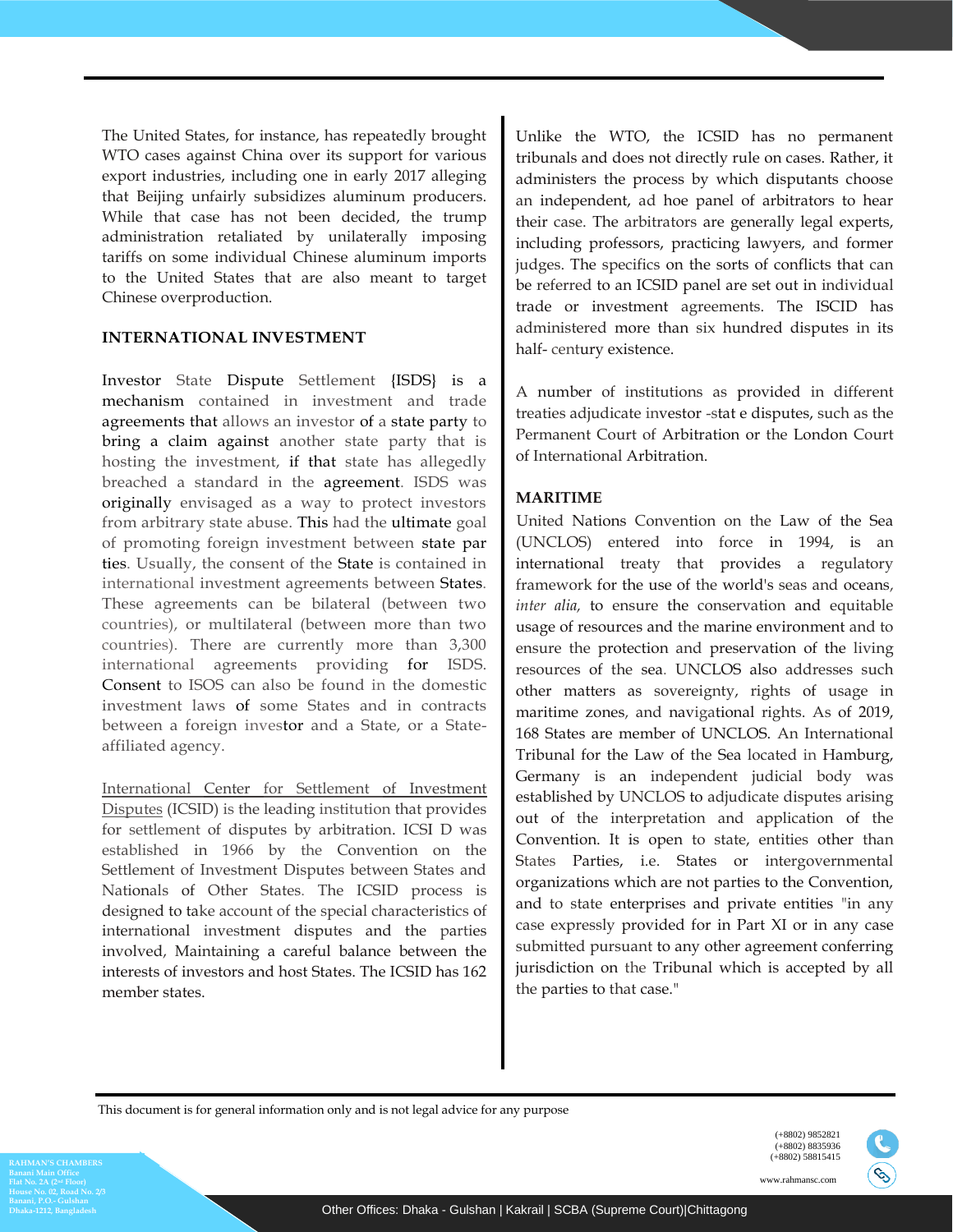The United States, for instance, has repeatedly brought WTO cases against China over its support for various export industries, including one in early 2017 alleging that Beijing unfairly subsidizes aluminum producers. While that case has not been decided, the trump administration retaliated by unilaterally imposing tariffs on some individual Chinese aluminum imports to the United States that are also meant to target Chinese overproduction.

**INTERNATIONAL INVESTMENT**

Investor State Dispute Settlement {ISDS} is a mechanism contained in investment and trade agreements that allows an investor of a state party to bring a claim against another state party that is hosting the investment, if that state has allegedly breached a standard in the agreement. ISDS was originally envisaged as a way to protect investors from arbitrary state abuse. This had the ultimate goal of promoting foreign investment between state par ties. Usually, the consent of the State is contained in international investment agreements between States. These agreements can be bilateral (between two countries), or multilateral (between more than two countries). There are currently more than 3,300 international agreements providing for ISDS. Consent to ISOS can also be found in the domestic investment laws of some States and in contracts between a foreign investor and a State, or a State-affiliated agency.

International Center for Settlement of Investment Disputes (ICSID) is the leading institution that provides for settlement of disputes by arbitration. ICSI D was established in 1966 by the Convention on the Settlement of Investment Disputes between States and Nationals of Other States. The ICSID process is designed to take account of the special characteristics of international investment disputes and the parties involved, Maintaining a careful balance between the interests of investors and host States. The ICSID has 162 member states.

Unlike the WTO, the ICSID has no permanent tribunals and does not directly rule on cases. Rather, it administers the process by which disputants choose an independent, ad hoe panel of arbitrators to hear their case. The arbitrators are generally legal experts, including professors, practicing lawyers, and former judges. The specifics on the sorts of conflicts that can be referred to an ICSID panel are set out in individual trade or investment agreements. The ISCID has administered more than six hundred disputes in its half- century existence.

A number of institutions as provided in different treaties adjudicate investor -stat e disputes, such as the Permanent Court of Arbitration or the London Court of International Arbitration.

**MARITIME**

United Nations Convention on the Law of the Sea (UNCLOS) entered into force in 1994, is an international treaty that provides a regulatory framework for the use of the world's seas and oceans, *inter alia,* to ensure the conservation and equitable usage of resources and the marine environment and to ensure the protection and preservation of the living resources of the sea. UNCLOS also addresses such other matters as sovereignty, rights of usage in maritime zones, and navigational rights. As of 2019, 168 States are member of UNCLOS. An International Tribunal for the Law of the Sea located in Hamburg, Germany is an independent judicial body was established by UNCLOS to adjudicate disputes arising out of the interpretation and application of the Convention. It is open to state, entities other than States Parties, i.e. States or intergovernmental organizations which are not parties to the Convention, and to state enterprises and private entities "in any case expressly provided for in Part XI or in any case submitted pursuant to any other agreement conferring jurisdiction on the Tribunal which is accepted by all the parties to that case."

This document is for general information only and is not legal advice for any purpose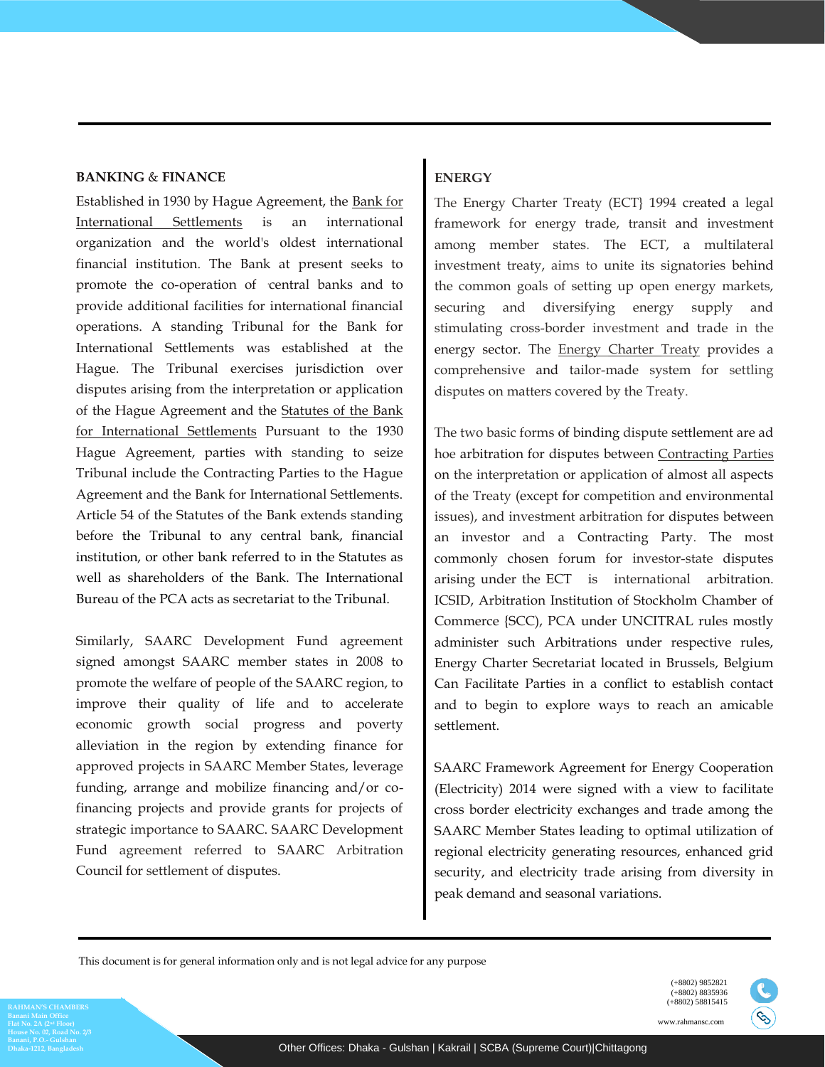## BANKING & FINANCE

Established in 1930 by Hague Agreement, the Bank for International Settlements is an international organization and the world's oldest international financial institution. The Bank at present seeks to promote the co-operation of central banks and to provide additional facilities for international financial operations. A standing Tribunal for the Bank for International Settlements was established at the Hague. The Tribunal exercises jurisdiction over disputes arising from the interpretation or application of the Hague Agreement and the Statutes of the Bank for International Settlements Pursuant to the 1930 Hague Agreement, parties with standing to seize Tribunal include the Contracting Parties to the Hague Agreement and the Bank for International Settlements. Article 54 of the Statutes of the Bank extends standing before the Tribunal to any central bank, financial institution, or other bank referred to in the Statutes as well as shareholders of the Bank. The International Bureau of the PCA acts as secretariat to the Tribunal.

Similarly, SAARC Development Fund agreement signed amongst SAARC member states in 2008 to promote the welfare of people of the SAARC region, to improve their quality of life and to accelerate economic growth social progress and poverty alleviation in the region by extending finance for approved projects in SAARC Member States, leverage funding, arrange and mobilize financing and/or co-financing projects and provide grants for projects of strategic importance to SAARC. SAARC Development Fund agreement referred to SAARC Arbitration Council for settlement of disputes.

## ENERGY

The Energy Charter Treaty (ECT} 1994 created a legal framework for energy trade, transit and investment among member states. The ECT, a multilateral investment treaty, aims to unite its signatories behind the common goals of setting up open energy markets, securing and diversifying energy supply and stimulating cross-border investment and trade in the energy sector. The Energy Charter Treaty provides a comprehensive and tailor-made system for settling disputes on matters covered by the Treaty.

The two basic forms of binding dispute settlement are ad hoe arbitration for disputes between Contracting Parties on the interpretation or application of almost all aspects of the Treaty (except for competition and environmental issues), and investment arbitration for disputes between an investor and a Contracting Party. The most commonly chosen forum for investor-state disputes arising under the ECT is international arbitration. ICSID, Arbitration Institution of Stockholm Chamber of Commerce {SCC), PCA under UNCITRAL rules mostly administer such Arbitrations under respective rules, Energy Charter Secretariat located in Brussels, Belgium Can Facilitate Parties in a conflict to establish contact and to begin to explore ways to reach an amicable settlement.

SAARC Framework Agreement for Energy Cooperation (Electricity) 2014 were signed with a view to facilitate cross border electricity exchanges and trade among the SAARC Member States leading to optimal utilization of regional electricity generating resources, enhanced grid security, and electricity trade arising from diversity in peak demand and seasonal variations.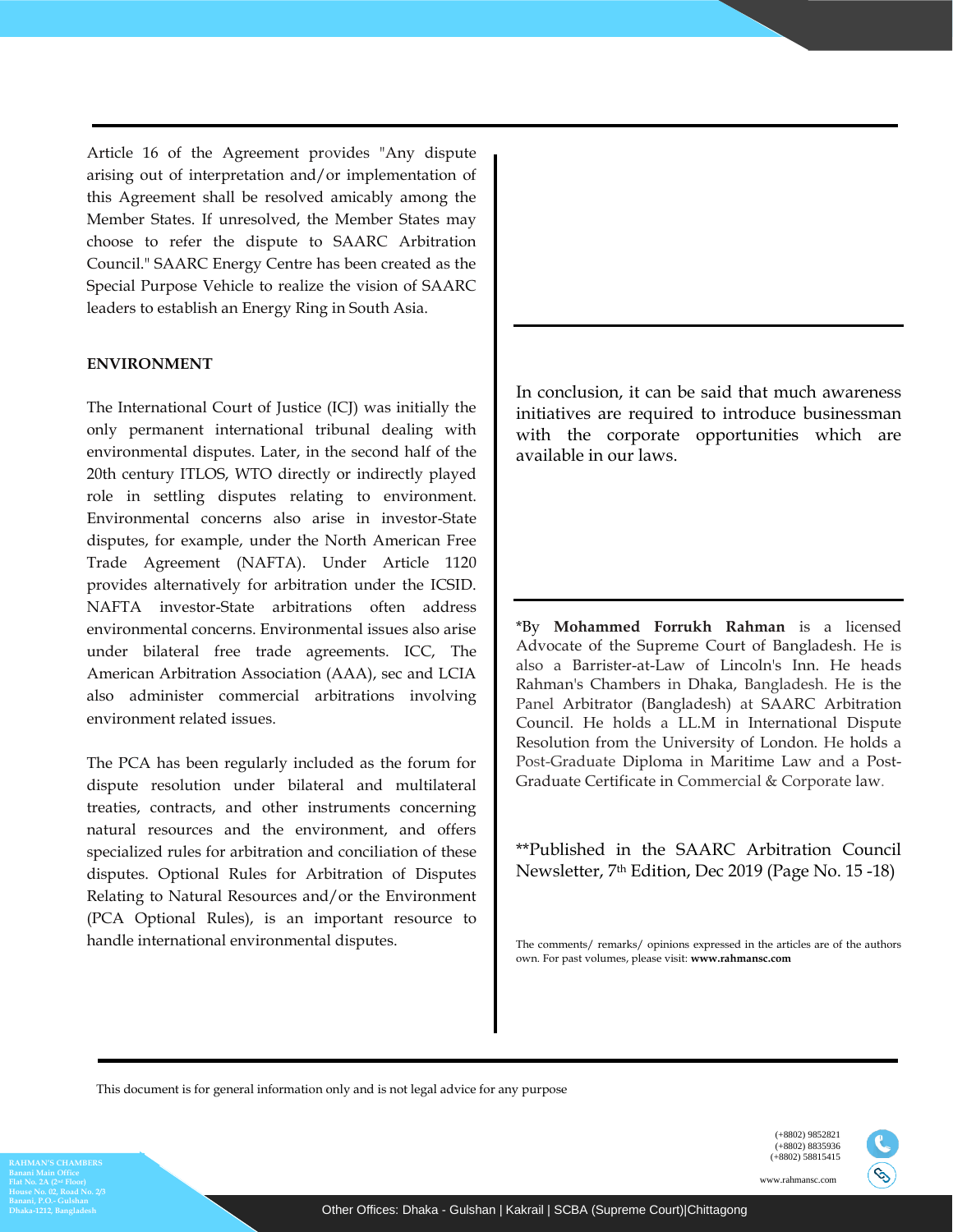Article 16 of the Agreement provides "Any dispute arising out of interpretation and/or implementation of this Agreement shall be resolved amicably among the Member States. If unresolved, the Member States may choose to refer the dispute to SAARC Arbitration Council." SAARC Energy Centre has been created as the Special Purpose Vehicle to realize the vision of SAARC leaders to establish an Energy Ring in South Asia.

**ENVIRONMENT**

The International Court of Justice (ICJ) was initially the only permanent international tribunal dealing with environmental disputes. Later, in the second half of the 20th century ITLOS, WTO directly or indirectly played role in settling disputes relating to environment. Environmental concerns also arise in investor-State disputes, for example, under the North American Free Trade Agreement (NAFTA). Under Article 1120 provides alternatively for arbitration under the ICSID. NAFTA investor-State arbitrations often address environmental concerns. Environmental issues also arise under bilateral free trade agreements. ICC, The American Arbitration Association (AAA), sec and LCIA also administer commercial arbitrations involving environment related issues.

The PCA has been regularly included as the forum for dispute resolution under bilateral and multilateral treaties, contracts, and other instruments concerning natural resources and the environment, and offers specialized rules for arbitration and conciliation of these disputes. Optional Rules for Arbitration of Disputes Relating to Natural Resources and/or the Environment (PCA Optional Rules), is an important resource to handle international environmental disputes.

In conclusion, it can be said that much awareness initiatives are required to introduce businessman with the corporate opportunities which are available in our laws.

*By **Mohammed Forrukh Rahman** is a licensed Advocate of the Supreme Court of Bangladesh. He is also a Barrister-at-Law of Lincoln's Inn. He heads Rahman's Chambers in Dhaka, Bangladesh. He is the Panel Arbitrator (Bangladesh) at SAARC Arbitration Council. He holds a LL.M in International Dispute Resolution from the University of London. He holds a Post-Graduate Diploma in Maritime Law and a Post-Graduate Certificate in Commercial & Corporate law.

**Published in the SAARC Arbitration Council Newsletter, 7th Edition, Dec 2019 (Page No. 15 -18)

The comments/ remarks/ opinions expressed in the articles are of the authors own. For past volumes, please visit: **www.rahmansc.com**

This document is for general information only and is not legal advice for any purpose

RAHMAN'S CHAMBERS
Banani Main Office
Flat No. 2A (2nd Floor)
House No. 02, Road No. 2/3
Banani, P.O.- Gulshan
Dhaka-1212, Bangladesh

(+8802) 9852821
(+8802) 8835936
(+8802) 58815415

www.rahmansc.com

Other Offices: Dhaka - Gulshan | Kakrail | SCBA (Supreme Court)|Chittagong